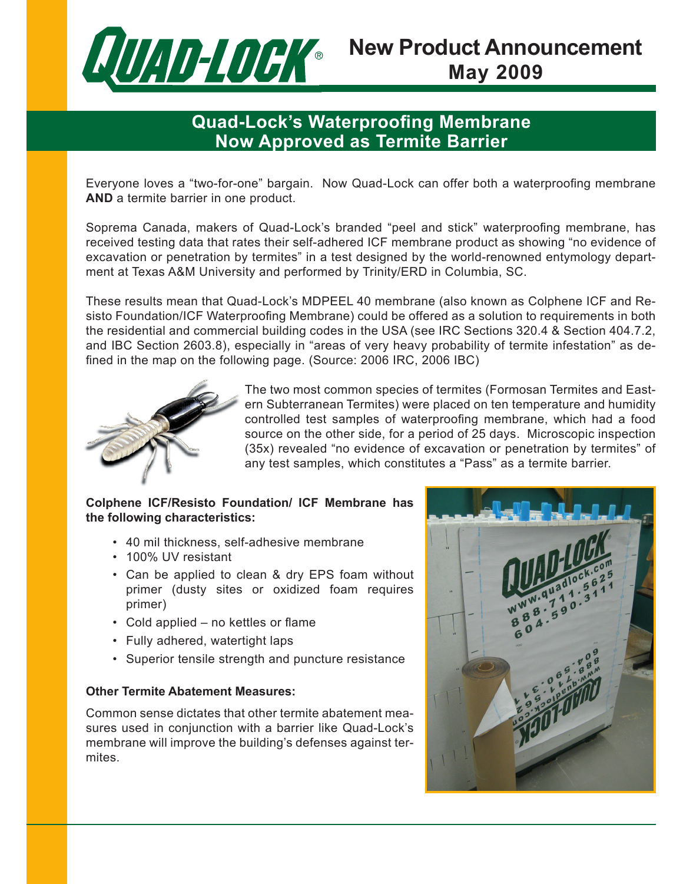# QUAD-LOCK®

## New Product Announcement
**May 2009**

## Quad-Lock's Waterproofing Membrane Now Approved as Termite Barrier

Everyone loves a "two-for-one" bargain. Now Quad-Lock can offer both a waterproofing membrane **AND** a termite barrier in one product.

Soprema Canada, makers of Quad-Lock's branded "peel and stick" waterproofing membrane, has received testing data that rates their self-adhered ICF membrane product as showing "no evidence of excavation or penetration by termites" in a test designed by the world-renowned entymology department at Texas A&M University and performed by Trinity/ERD in Columbia, SC.

These results mean that Quad-Lock's MDPEEL 40 membrane (also known as Colphene ICF and Resisto Foundation/ICF Waterproofing Membrane) could be offered as a solution to requirements in both the residential and commercial building codes in the USA (see IRC Sections 320.4 & Section 404.7.2, and IBC Section 2603.8), especially in "areas of very heavy probability of termite infestation" as defined in the map on the following page. (Source: 2006 IRC, 2006 IBC)

The two most common species of termites (Formosan Termites and Eastern Subterranean Termites) were placed on ten temperature and humidity controlled test samples of waterproofing membrane, which had a food source on the other side, for a period of 25 days. Microscopic inspection (35x) revealed "no evidence of excavation or penetration by termites" of any test samples, which constitutes a "Pass" as a termite barrier.

**Colphene ICF/Resisto Foundation/ ICF Membrane has the following characteristics:**

- 40 mil thickness, self-adhesive membrane
- 100% UV resistant
- Can be applied to clean & dry EPS foam without primer (dusty sites or oxidized foam requires primer)
- Cold applied – no kettles or flame
- Fully adhered, watertight laps
- Superior tensile strength and puncture resistance

**Other Termite Abatement Measures:**

Common sense dictates that other termite abatement measures used in conjunction with a barrier like Quad-Lock's membrane will improve the building's defenses against termites.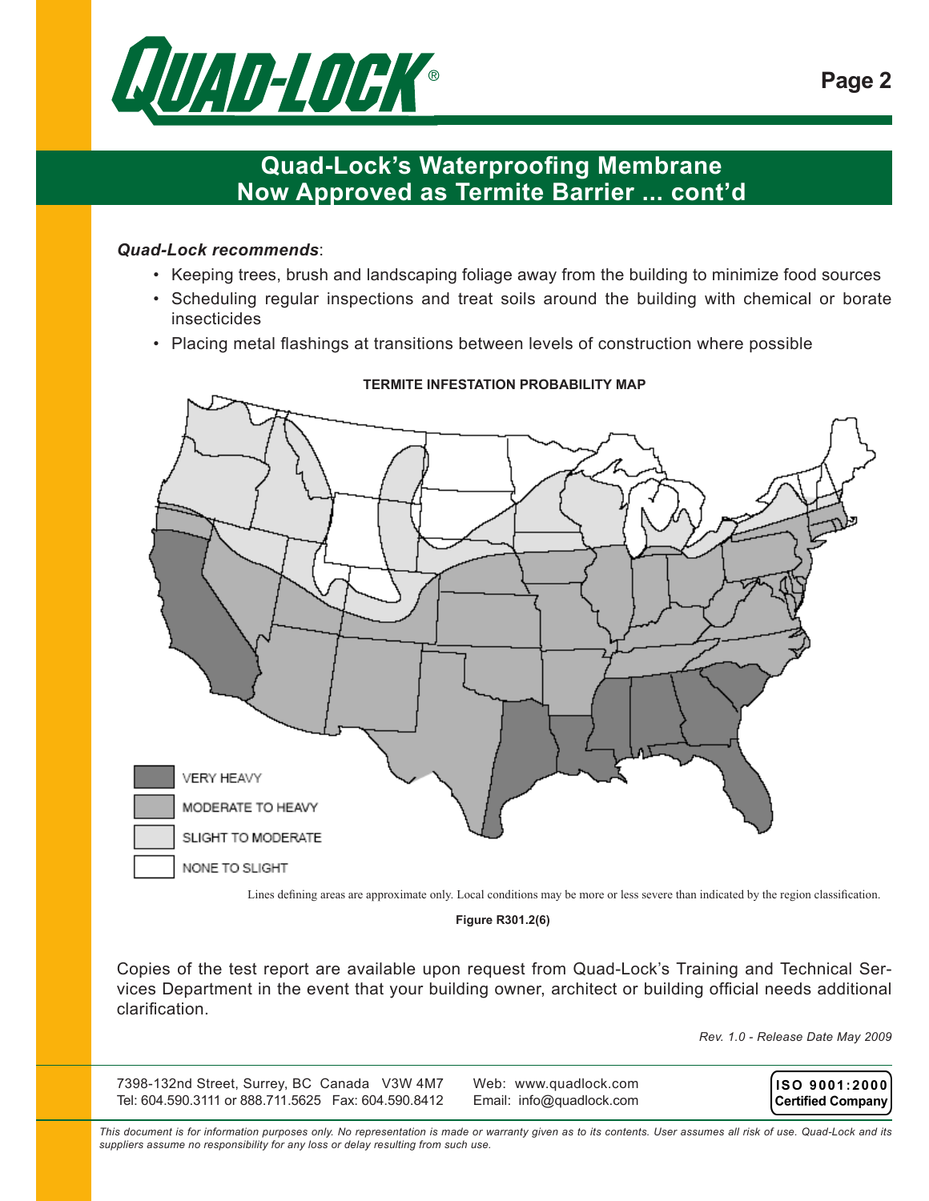## Quad-Lock's Waterproofing Membrane Now Approved as Termite Barrier ... cont'd

***Quad-Lock recommends***:

- Keeping trees, brush and landscaping foliage away from the building to minimize food sources
- Scheduling regular inspections and treat soils around the building with chemical or borate insecticides
- Placing metal flashings at transitions between levels of construction where possible

**TERMITE INFESTATION PROBABILITY MAP**

VERY HEAVY

MODERATE TO HEAVY

SLIGHT TO MODERATE

NONE TO SLIGHT

Lines defining areas are approximate only. Local conditions may be more or less severe than indicated by the region classification.

**Figure R301.2(6)**

Copies of the test report are available upon request from Quad-Lock's Training and Technical Services Department in the event that your building owner, architect or building official needs additional clarification.

*Rev. 1.0 - Release Date May 2009*

7398-132nd Street, Surrey, BC Canada V3W 4M7
Tel: 604.590.3111 or 888.711.5625 Fax: 604.590.8412

Web: www.quadlock.com
Email: info@quadlock.com

ISO 9001:2000 Certified Company

*This document is for information purposes only. No representation is made or warranty given as to its contents. User assumes all risk of use. Quad-Lock and its suppliers assume no responsibility for any loss or delay resulting from such use.*